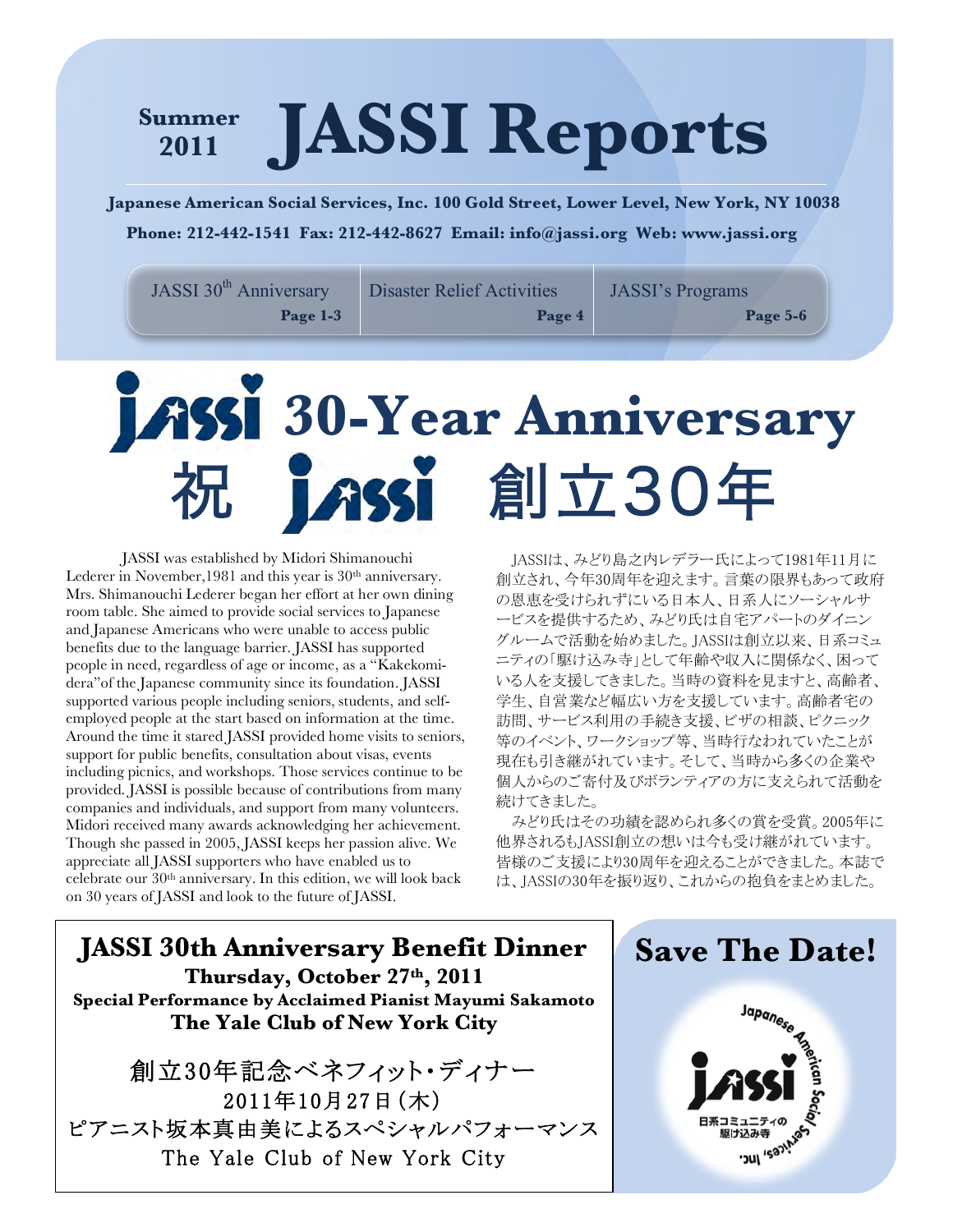**Summer 2011**

# JASSI Reports

**Japanese American Social Services, Inc. 100 Gold Street, Lower Level, New York, NY 10038**

**Phone: 212-442-1541 Fax: 212-442-8627 Email: info@jassi.org Web: www.jassi.org**

| JASSI 30th Anniversary | Disaster Relief Activities | JASSI's Programs |
|---|---|---|
| **Page 1-3** | **Page 4** | **Page 5-6** |

# jassi 30-Year Anniversary

# 祝 jassi 創立30年

JASSI was established by Midori Shimanouchi Lederer in November,1981 and this year is 30th anniversary. Mrs. Shimanouchi Lederer began her effort at her own dining room table. She aimed to provide social services to Japanese and Japanese Americans who were unable to access public benefits due to the language barrier. JASSI has supported people in need, regardless of age or income, as a "Kakekomi-dera"of the Japanese community since its foundation. JASSI supported various people including seniors, students, and self-employed people at the start based on information at the time. Around the time it stared JASSI provided home visits to seniors, support for public benefits, consultation about visas, events including picnics, and workshops. Those services continue to be provided. JASSI is possible because of contributions from many companies and individuals, and support from many volunteers. Midori received many awards acknowledging her achievement. Though she passed in 2005, JASSI keeps her passion alive. We appreciate all JASSI supporters who have enabled us to celebrate our 30th anniversary. In this edition, we will look back on 30 years of JASSI and look to the future of JASSI.

JASSIは、みどり島之内レデラー氏によって1981年11月に創立され、今年30周年を迎えます。言葉の限界もあって政府の恩恵を受けられずにいる日本人、日系人にソーシャルサービスを提供するため、みどり氏は自宅アパートのダイニングルームで活動を始めました。JASSIは創立以来、日系コミュニティの「駆け込み寺」として年齢や収入に関係なく、困っている人を支援してきました。当時の資料を見ますと、高齢者、学生、自営業など幅広い方を支援しています。高齢者宅の訪問、サービス利用の手続き支援、ビザの相談、ピクニック等のイベント、ワークショップ等、当時行なわれていたことが現在も引き継がれています。そして、当時から多くの企業や個人からのご寄付及びボランティアの方に支えられて活動を続けてきました。

みどり氏はその功績を認められ多くの賞を受賞。2005年に他界されるもJASSI創立の想いは今も受け継がれています。皆様のご支援により30周年を迎えることができました。本誌では、JASSIの30年を振り返り、これからの抱負をまとめました。

## JASSI 30th Anniversary Benefit Dinner

**Thursday, October 27th, 2011**

**Special Performance by Acclaimed Pianist Mayumi Sakamoto**

**The Yale Club of New York City**

創立30年記念ベネフィット・ディナー

2011年10月27日（木）

ピアニスト坂本真由美によるスペシャルパフォーマンス

The Yale Club of New York City

## Save The Date!

Japanese American Social Services, Inc.

jassi

日系コミュニティの駆け込み寺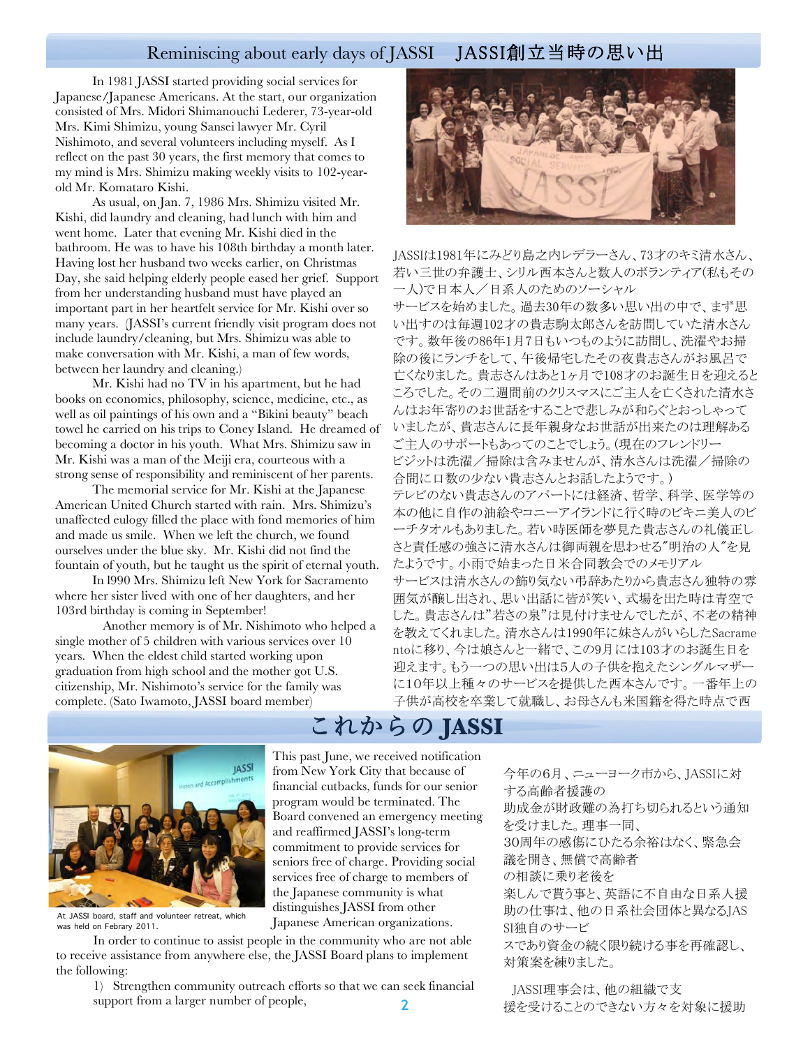## Reminiscing about early days of JASSI　JASSI創立当時の思い出

In 1981 JASSI started providing social services for Japanese/Japanese Americans. At the start, our organization consisted of Mrs. Midori Shimanouchi Lederer, 73-year-old Mrs. Kimi Shimizu, young Sansei lawyer Mr. Cyril Nishimoto, and several volunteers including myself. As I reflect on the past 30 years, the first memory that comes to my mind is Mrs. Shimizu making weekly visits to 102-year-old Mr. Komataro Kishi.

As usual, on Jan. 7, 1986 Mrs. Shimizu visited Mr. Kishi, did laundry and cleaning, had lunch with him and went home. Later that evening Mr. Kishi died in the bathroom. He was to have his 108th birthday a month later. Having lost her husband two weeks earlier, on Christmas Day, she said helping elderly people eased her grief. Support from her understanding husband must have played an important part in her heartfelt service for Mr. Kishi over so many years. (JASSI's current friendly visit program does not include laundry/cleaning, but Mrs. Shimizu was able to make conversation with Mr. Kishi, a man of few words, between her laundry and cleaning.)

Mr. Kishi had no TV in his apartment, but he had books on economics, philosophy, science, medicine, etc., as well as oil paintings of his own and a "Bikini beauty" beach towel he carried on his trips to Coney Island. He dreamed of becoming a doctor in his youth. What Mrs. Shimizu saw in Mr. Kishi was a man of the Meiji era, courteous with a strong sense of responsibility and reminiscent of her parents.

The memorial service for Mr. Kishi at the Japanese American United Church started with rain. Mrs. Shimizu's unaffected eulogy filled the place with fond memories of him and made us smile. When we left the church, we found ourselves under the blue sky. Mr. Kishi did not find the fountain of youth, but he taught us the spirit of eternal youth.

In l990 Mrs. Shimizu left New York for Sacramento where her sister lived with one of her daughters, and her 103rd birthday is coming in September!

Another memory is of Mr. Nishimoto who helped a single mother of 5 children with various services over 10 years. When the eldest child started working upon graduation from high school and the mother got U.S. citizenship, Mr. Nishimoto's service for the family was complete. (Sato Iwamoto, JASSI board member)

JASSIは1981年にみどり島之内レデラーさん、73才のキミ清水さん、若い三世の弁護士、シリル西本さんと数人のボランティア(私もその一人)で日本人／日系人のためのソーシャルサービスを始めました。過去30年の数多い思い出の中で、まず思い出すのは毎週102才の貴志駒太郎さんを訪問していた清水さんです。数年後の86年1月7日もいつものように訪問し、洗濯やお掃除の後にランチをして、午後帰宅したその夜貴志さんがお風呂で亡くなりました。貴志さんはあと1ヶ月で108才のお誕生日を迎えるところでした。その二週間前のクリスマスにご主人を亡くされた清水さんはお年寄りのお世話をすることで悲しみが和らぐとおっしゃっていましたが、貴志さんに長年親身なお世話が出来たのは理解あるご主人のサポートもあってのことでしょう。(現在のフレンドリービジットは洗濯／掃除は含みませんが、清水さんは洗濯／掃除の合間に口数の少ない貴志さんとお話したようです。)

テレビのない貴志さんのアパートには経済、哲学、科学、医学等の本の他に自作の油絵やコニーアイランドに行く時のビキニ美人のビーチタオルもありました。若い時医師を夢見た貴志さんの礼儀正しさと責任感の強さに清水さんは御両親を思わせる"明治の人"を見たようです。小雨で始まった日米合同教会でのメモリアルサービスは清水さんの飾り気ない弔辞あたりから貴志さん独特の雰囲気が醸し出され、思い出話に皆が笑い、式場を出た時は青空でした。貴志さんは"若さの泉"は見付けませんでしたが、不老の精神を教えてくれました。清水さんは1990年に妹さんがいらしたSacramentoに移り、今は娘さんと一緒で、この9月には103才のお誕生日を迎えます。もう一つの思い出は5人の子供を抱えたシングルマザーに10年以上種々のサービスを提供した西本さんです。一番年上の子供が高校を卒業して就職し、お母さんも米国籍を得た時点で西

## これからの JASSI

At JASSI board, staff and volunteer retreat, which was held on Febrary 2011.

This past June, we received notification from New York City that because of financial cutbacks, funds for our senior program would be terminated. The Board convened an emergency meeting and reaffirmed JASSI's long-term commitment to provide services for seniors free of charge. Providing social services free of charge to members of the Japanese community is what distinguishes JASSI from other Japanese American organizations.

In order to continue to assist people in the community who are not able to receive assistance from anywhere else, the JASSI Board plans to implement the following:

1) Strengthen community outreach efforts so that we can seek financial support from a larger number of people,

今年の6月、ニューヨーク市から、JASSIに対する高齢者援護の助成金が財政難の為打ち切られるという通知を受けました。理事一同、30周年の感傷にひたる余裕はなく、緊急会議を開き、無償で高齢者の相談に乗り老後を楽しんで貰う事と、英語に不自由な日系人援助の仕事は、他の日系社会団体と異なるJASSI独自のサービスであり資金の続く限り続ける事を再確認し、対策案を練りました。

JASSI理事会は、他の組織で支援を受けることのできない方々を対象に援助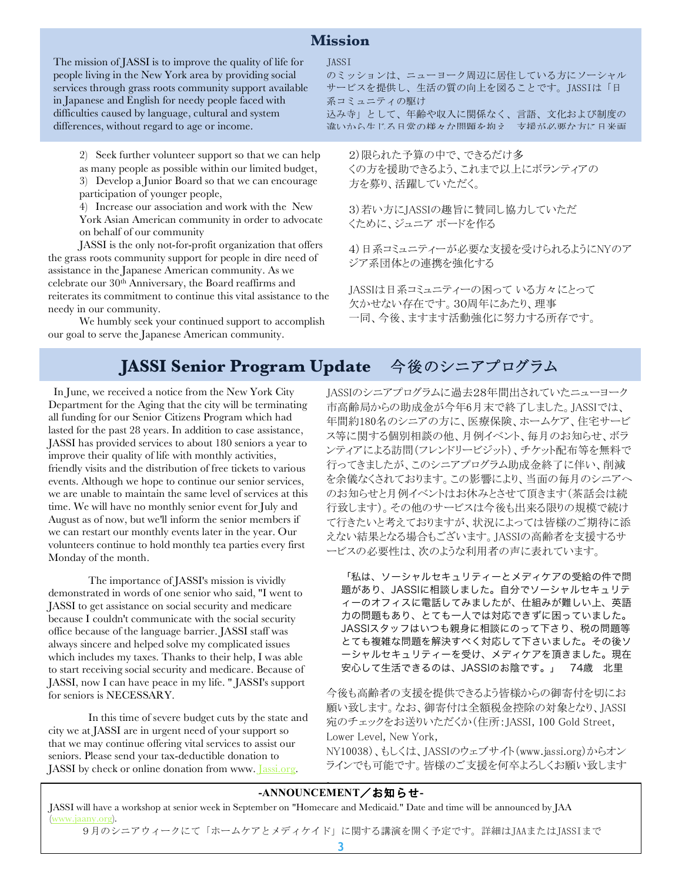## Mission

The mission of JASSI is to improve the quality of life for people living in the New York area by providing social services through grass roots community support available in Japanese and English for needy people faced with difficulties caused by language, cultural and system differences, without regard to age or income.

JASSI
のミッションは、ニューヨーク周辺に居住している方にソーシャルサービスを提供し、生活の質の向上を図ることです。JASSIは「日系コミュニティの駆け
込み寺」として、年齢や収入に関係なく、言語、文化および制度の違いから生じる日常の様々な問題を抱え、支援が必要な方に日米両

2) Seek further volunteer support so that we can help as many people as possible within our limited budget,
3) Develop a Junior Board so that we can encourage participation of younger people,
4) Increase our association and work with the New York Asian American community in order to advocate on behalf of our community

JASSI is the only not-for-profit organization that offers the grass roots community support for people in dire need of assistance in the Japanese American community. As we celebrate our 30th Anniversary, the Board reaffirms and reiterates its commitment to continue this vital assistance to the needy in our community.

We humbly seek your continued support to accomplish our goal to serve the Japanese American community.

2)限られた予算の中で、できるだけ多くの方を援助できるよう、これまで以上にボランティアの方を募り、活躍していただく。

3)若い方にJASSIの趣旨に賛同し協力していただくために、ジュニア ボードを作る

4)日系コミュニティーが必要な支援を受けられるようにNYのアジア系団体との連携を強化する

JASSIは日系コミュニティーの困って いる方々にとって欠かせない存在です。30周年にあたり、理事一同、今後、ますます活動強化に努力する所存です。

## JASSI Senior Program Update　今後のシニアプログラム

In June, we received a notice from the New York City Department for the Aging that the city will be terminating all funding for our Senior Citizens Program which had lasted for the past 28 years. In addition to case assistance, JASSI has provided services to about 180 seniors a year to improve their quality of life with monthly activities, friendly visits and the distribution of free tickets to various events. Although we hope to continue our senior services, we are unable to maintain the same level of services at this time. We will have no monthly senior event for July and August as of now, but we'll inform the senior members if we can restart our monthly events later in the year. Our volunteers continue to hold monthly tea parties every first Monday of the month.

The importance of JASSI's mission is vividly demonstrated in words of one senior who said, "I went to JASSI to get assistance on social security and medicare because I couldn't communicate with the social security office because of the language barrier. JASSI staff was always sincere and helped solve my complicated issues which includes my taxes. Thanks to their help, I was able to start receiving social security and medicare. Because of JASSI, now I can have peace in my life. " JASSI's support for seniors is NECESSARY.

In this time of severe budget cuts by the state and city we at JASSI are in urgent need of your support so that we may continue offering vital services to assist our seniors. Please send your tax-deductible donation to JASSI by check or online donation from www. Jassi.org.

JASSIのシニアプログラムに過去28年間出されていたニューヨーク市高齢局からの助成金が今年6月末で終了しました。JASSIでは、年間約180名のシニアの方に、医療保険、ホームケア、住宅サービス等に関する個別相談の他、月例イベント、毎月のお知らせ、ボランティアによる訪問(フレンドリービジット)、チケット配布等を無料で行ってきましたが、このシニアプログラム助成金終了に伴い、削減を余儀なくされております。この影響により、当面の毎月のシニアへのお知らせと月例イベントはお休みとさせて頂きます(茶話会は続行致します)。その他のサービスは今後も出来る限りの規模で続けて行きたいと考えておりますが、状況によっては皆様のご期待に添えない結果となる場合もございます。JASSIの高齢者を支援するサービスの必要性は、次のような利用者の声に表れています。

「私は、ソーシャルセキュリティーとメディケアの受給の件で問題があり、JASSIに相談しました。自分でソーシャルセキュリティーのオフィスに電話してみましたが、仕組みが難しい上、英語力の問題もあり、とても一人では対応できずに困っていました。JASSIスタッフはいつも親身に相談にのって下さり、税の問題等とても複雑な問題を解決すべく対応して下さいました。その後ソーシャルセキュリティーを受け、メディケアを頂きました。現在安心して生活できるのは、JASSIのお陰です。」　74歳　北里

今後も高齢者の支援を提供できるよう皆様からの御寄付を切にお願い致します。なお、御寄付は全額税金控除の対象となり、JASSI宛のチェックをお送りいただくか(住所:JASSI, 100 Gold Street, Lower Level, New York, NY10038)、もしくは、JASSIのウェブサイト(www.jassi.org)からオンラインでも可能です。皆様のご支援を何卒よろしくお願い致します

**-ANNOUNCEMENT／お知らせ-**

JASSI will have a workshop at senior week in September on "Homecare and Medicaid." Date and time will be announced by JAA (www.jaany.org).

９月のシニアウィークにて「ホームケアとメディケイド」に関する講演を開く予定です。詳細はJAAまたはJASSIまで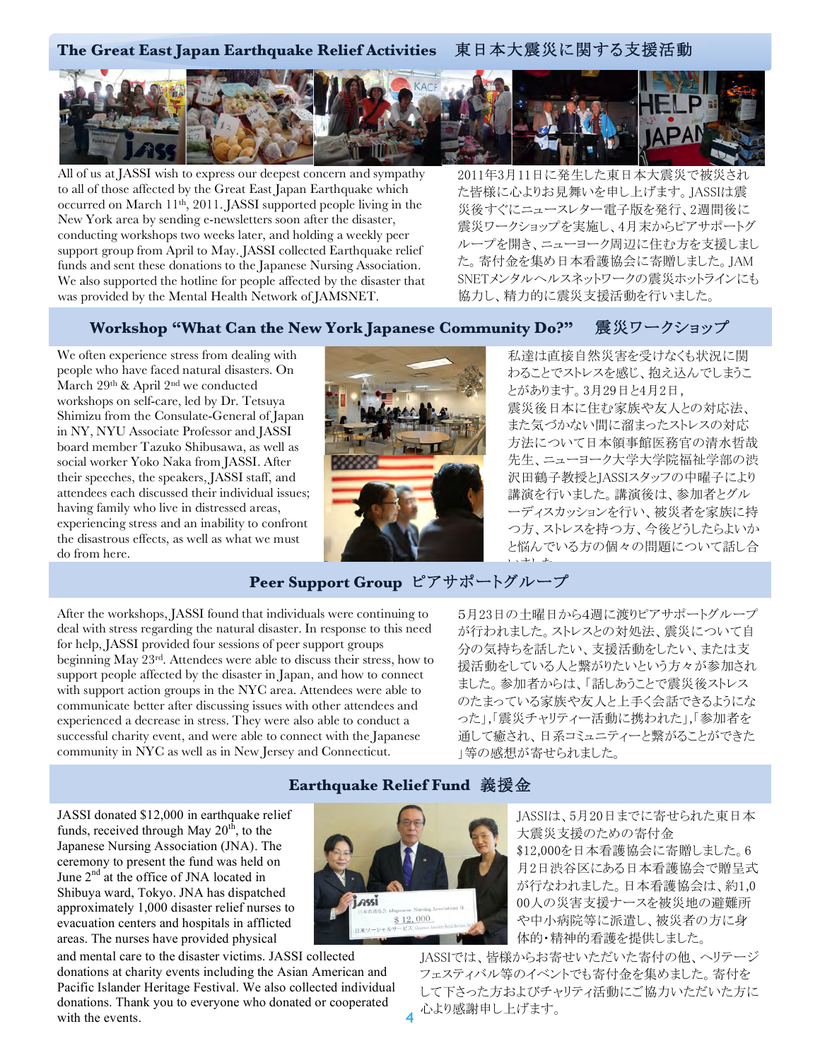## The Great East Japan Earthquake Relief Activities　東日本大震災に関する支援活動

All of us at JASSI wish to express our deepest concern and sympathy to all of those affected by the Great East Japan Earthquake which occurred on March 11th, 2011. JASSI supported people living in the New York area by sending e-newsletters soon after the disaster, conducting workshops two weeks later, and holding a weekly peer support group from April to May. JASSI collected Earthquake relief funds and sent these donations to the Japanese Nursing Association. We also supported the hotline for people affected by the disaster that was provided by the Mental Health Network of JAMSNET.

2011年3月11日に発生した東日本大震災で被災された皆様に心よりお見舞いを申し上げます。JASSIは震災後すぐにニュースレター電子版を発行、2週間後に震災ワークショップを実施し、4月末からピアサポートグループを開き、ニューヨーク周辺に住む方を支援しました。寄付金を集め日本看護協会に寄贈しました。JAMSNETメンタルヘルスネットワークの震災ホットラインにも協力し、精力的に震災支援活動を行いました。

## Workshop "What Can the New York Japanese Community Do?"　震災ワークショップ

We often experience stress from dealing with people who have faced natural disasters. On March 29th & April 2nd we conducted workshops on self-care, led by Dr. Tetsuya Shimizu from the Consulate-General of Japan in NY, NYU Associate Professor and JASSI board member Tazuko Shibusawa, as well as social worker Yoko Naka from JASSI. After their speeches, the speakers, JASSI staff, and attendees each discussed their individual issues; having family who live in distressed areas, experiencing stress and an inability to confront the disastrous effects, as well as what we must do from here.

私達は直接自然災害を受けなくも状況に関わることでストレスを感じ、抱え込んでしまうことがあります。3月29日と4月2日，震災後日本に住む家族や友人との対応法、また気づかない間に溜まったストレスの対応方法について日本領事館医務官の清水哲哉先生、ニューヨーク大学大学院福祉学部の渋沢田鶴子教授とJASSIスタッフの中曜子により講演を行いました。講演後は、参加者とグループディスカッションを行い、被災者を家族に持つ方、ストレスを持つ方、今後どうしたらよいかと悩んでいる方の個々の問題について話し合いました。

## Peer Support Group　ピアサポートグループ

After the workshops, JASSI found that individuals were continuing to deal with stress regarding the natural disaster. In response to this need for help, JASSI provided four sessions of peer support groups beginning May 23rd. Attendees were able to discuss their stress, how to support people affected by the disaster in Japan, and how to connect with support action groups in the NYC area. Attendees were able to communicate better after discussing issues with other attendees and experienced a decrease in stress. They were also able to conduct a successful charity event, and were able to connect with the Japanese community in NYC as well as in New Jersey and Connecticut.

5月23日の土曜日から4週に渡りピアサポートグループが行われました。ストレスとの対処法、震災について自分の気持ちを話したい、支援活動をしたい、または支援活動をしている人と繋がりたいという方々が参加されました。参加者からは、「話しあうことで震災後ストレスのたまっている家族や友人と上手く会話できるようになった」,「震災チャリティー活動に携われた」,「参加者を通して癒され、日系コミュニティーと繋がることができた」等の感想が寄せられました。

## Earthquake Relief Fund　義援金

JASSI donated $12,000 in earthquake relief funds, received through May 20th, to the Japanese Nursing Association (JNA). The ceremony to present the fund was held on June 2nd at the office of JNA located in Shibuya ward, Tokyo. JNA has dispatched approximately 1,000 disaster relief nurses to evacuation centers and hospitals in afflicted areas. The nurses have provided physical and mental care to the disaster victims. JASSI collected donations at charity events including the Asian American and Pacific Islander Heritage Festival. We also collected individual donations. Thank you to everyone who donated or cooperated with the events.

JASSIは、5月20日までに寄せられた東日本大震災支援のための寄付金$12,000を日本看護協会に寄贈しました。6月2日渋谷区にある日本看護協会で贈呈式が行なわれました。日本看護協会は、約1,000人の災害支援ナースを被災地の避難所や中小病院等に派遣し、被災者の方に身体的・精神的看護を提供しました。

JASSIでは、皆様からお寄せいただいた寄付の他、ヘリテージフェスティバル等のイベントでも寄付金を集めました。寄付をして下さった方およびチャリティ活動にご協力いただいた方に心より感謝申し上げます。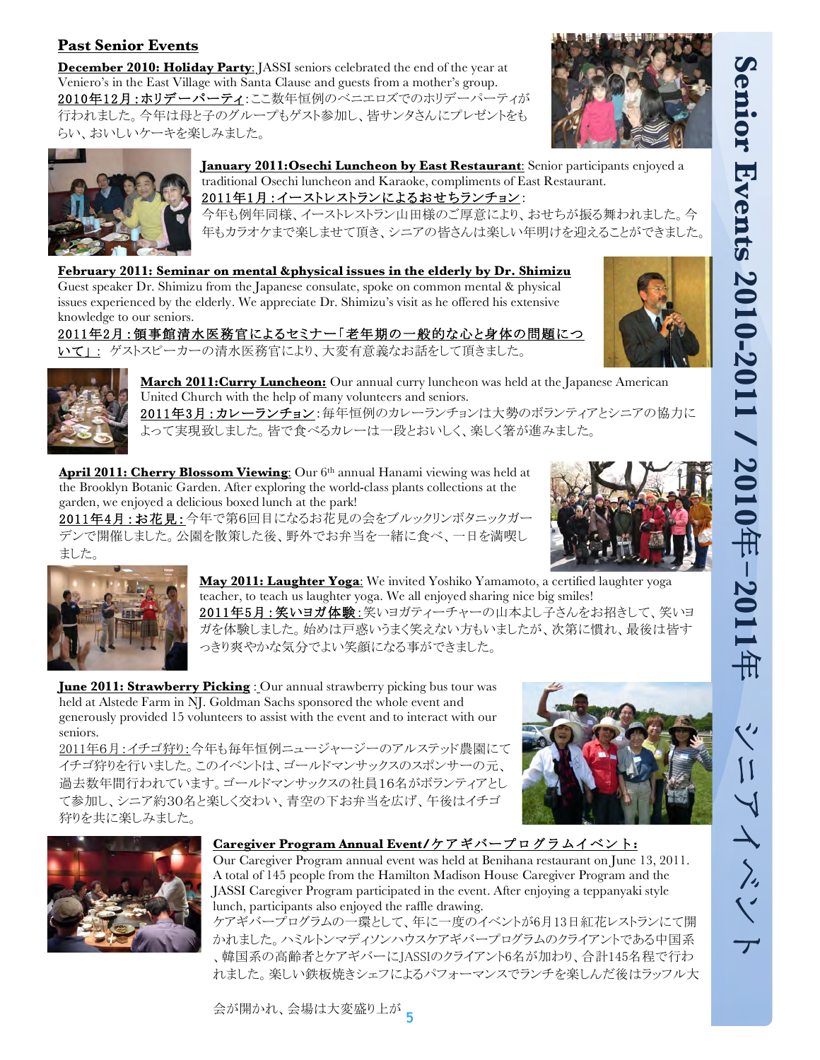## Past Senior Events

**December 2010: Holiday Party**: JASSI seniors celebrated the end of the year at Veniero's in the East Village with Santa Clause and guests from a mother's group.
2010年12月：ホリデーパーティ：ここ数年恒例のベニエロズでのホリデーパーティが行われました。今年は母と子のグループもゲスト参加し、皆サンタさんにプレゼントをもらい、おいしいケーキを楽しみました。

**January 2011:Osechi Luncheon by East Restaurant**: Senior participants enjoyed a traditional Osechi luncheon and Karaoke, compliments of East Restaurant.
2011年1月：イーストレストランによるおせちランチョン：
今年も例年同様、イーストレストラン山田様のご厚意により、おせちが振る舞われました。今年もカラオケまで楽しませて頂き、シニアの皆さんは楽しい年明けを迎えることができました。

**February 2011: Seminar on mental &physical issues in the elderly by Dr. Shimizu**
Guest speaker Dr. Shimizu from the Japanese consulate, spoke on common mental & physical issues experienced by the elderly. We appreciate Dr. Shimizu's visit as he offered his extensive knowledge to our seniors.
2011年2月：領事館清水医務官によるセミナー「老年期の一般的な心と身体の問題について」： ゲストスピーカーの清水医務官により、大変有意義なお話をして頂きました。

**March 2011:Curry Luncheon:** Our annual curry luncheon was held at the Japanese American United Church with the help of many volunteers and seniors.
2011年3月：カレーランチョン：毎年恒例のカレーランチョンは大勢のボランティアとシニアの協力によって実現致しました。皆で食べるカレーは一段とおいしく、楽しく箸が進みました。

**April 2011: Cherry Blossom Viewing**: Our 6th annual Hanami viewing was held at the Brooklyn Botanic Garden. After exploring the world-class plants collections at the garden, we enjoyed a delicious boxed lunch at the park!
2011年4月：お花見：今年で第6回目になるお花見の会をブルックリンボタニックガーデンで開催しました。公園を散策した後、野外でお弁当を一緒に食べ、一日を満喫しました。

**May 2011: Laughter Yoga**: We invited Yoshiko Yamamoto, a certified laughter yoga teacher, to teach us laughter yoga. We all enjoyed sharing nice big smiles!
2011年5月：笑いヨガ体験：笑いヨガティーチャーの山本よし子さんをお招きして、笑いヨガを体験しました。始めは戸惑いうまく笑えない方もいましたが、次第に慣れ、最後は皆すっきり爽やかな気分でよい笑顔になる事ができました。

**June 2011: Strawberry Picking** : Our annual strawberry picking bus tour was held at Alstede Farm in NJ. Goldman Sachs sponsored the whole event and generously provided 15 volunteers to assist with the event and to interact with our seniors.
2011年6月：イチゴ狩り：今年も毎年恒例ニュージャージーのアルステッド農園にてイチゴ狩りを行いました。このイベントは、ゴールドマンサックスのスポンサーの元、過去数年間行われています。ゴールドマンサックスの社員16名がボランティアとして参加し、シニア約30名と楽しく交わい、青空の下お弁当を広げ、午後はイチゴ狩りを共に楽しみました。

**Caregiver Program Annual Event/ケアギバープログラムイベント:**
Our Caregiver Program annual event was held at Benihana restaurant on June 13, 2011. A total of 145 people from the Hamilton Madison House Caregiver Program and the JASSI Caregiver Program participated in the event. After enjoying a teppanyaki style lunch, participants also enjoyed the raffle drawing.
ケアギバープログラムの一環として、年に一度のイベントが6月13日紅花レストランにて開かれました。ハミルトンマディソンハウスケアギバープログラムのクライアントである中国系、韓国系の高齢者とケアギバーにJASSIのクライアント6名が加わり、合計145名程で行われました。楽しい鉄板焼きシェフによるパフォーマンスでランチを楽しんだ後はラッフル大会が開かれ、会場は大変盛り上が

Senior Events 2010-2011 / 2010年-2011年 シニアイベント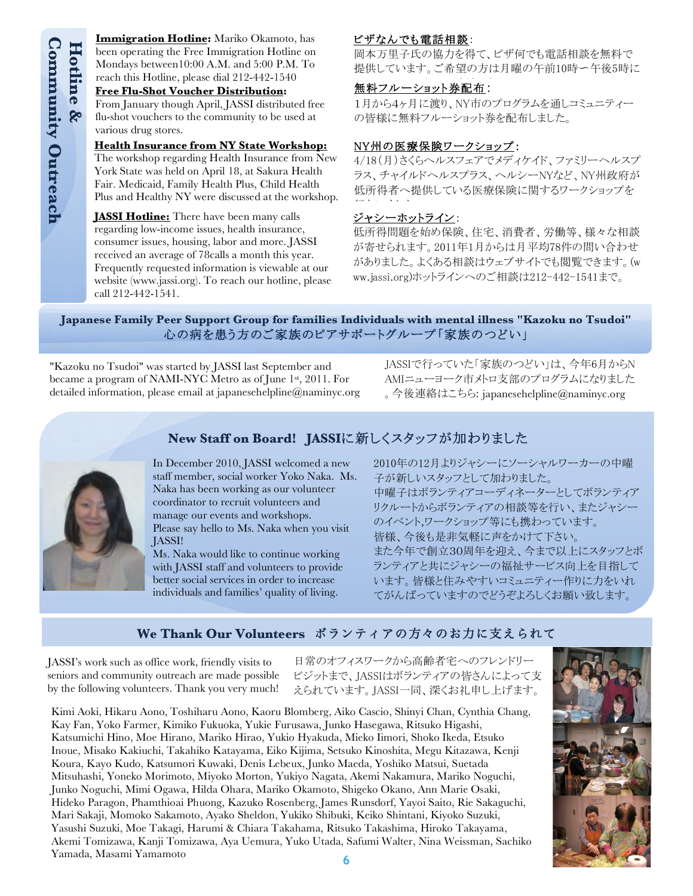## Hotline & Community Outreach

**Immigration Hotline:** Mariko Okamoto, has been operating the Free Immigration Hotline on Mondays between10:00 A.M. and 5:00 P.M. To reach this Hotline, please dial 212-442-1540

**Free Flu-Shot Voucher Distribution:** From January though April, JASSI distributed free flu-shot vouchers to the community to be used at various drug stores.

**Health Insurance from NY State Workshop:** The workshop regarding Health Insurance from New York State was held on April 18, at Sakura Health Fair. Medicaid, Family Health Plus, Child Health Plus and Healthy NY were discussed at the workshop.

**JASSI Hotline:** There have been many calls regarding low-income issues, health insurance, consumer issues, housing, labor and more. JASSI received an average of 78calls a month this year. Frequently requested information is viewable at our website (www.jassi.org). To reach our hotline, please call 212-442-1541.

**ビザなんでも電話相談**:
岡本万里子氏の協力を得て、ビザ何でも電話相談を無料で提供しています。ご希望の方は月曜の午前10時ー午後5時に

**無料フルーショット券配布**:
1月から4ヶ月に渡り、NY市のプログラムを通しコミュニティーの皆様に無料フルーショット券を配布しました。

**NY州の医療保険ワークショップ**:
4/18(月)さくらヘルスフェアでメディケイド、ファミリーヘルスプラス、チャイルドヘルスプラス、ヘルシーNYなど、NY州政府が低所得者へ提供している医療保険に関するワークショップを

**ジャシーホットライン**:
低所得問題を始め保険、住宅、消費者、労働等、様々な相談が寄せられます。2011年1月からは月平均78件の問い合わせがありました。よくある相談はウェブサイトでも閲覧できます。(www.jassi.org)ホットラインへのご相談は212-442-1541まで。

## Japanese Family Peer Support Group for families Individuals with mental illness "Kazoku no Tsudoi" 心の病を患う方のご家族のピアサポートグループ「家族のつどい」

"Kazoku no Tsudoi" was started by JASSI last September and became a program of NAMI-NYC Metro as of June 1st, 2011. For detailed information, please email at japanesehelpline@naminyc.org

JASSIで行っていた「家族のつどい」は、今年6月からNAMIニューヨーク市メトロ支部のプログラムになりました。今後連絡はこちら: japanesehelpline@naminyc.org

## New Staff on Board! JASSIに新しくスタッフが加わりました

In December 2010, JASSI welcomed a new staff member, social worker Yoko Naka. Ms. Naka has been working as our volunteer coordinator to recruit volunteers and manage our events and workshops. Please say hello to Ms. Naka when you visit JASSI!
Ms. Naka would like to continue working with JASSI staff and volunteers to provide better social services in order to increase individuals and families' quality of living.

2010年の12月よりジャシーにソーシャルワーカーの中曜子が新しいスタッフとして加わりました。
中曜子はボランティアコーディネーターとしてボランティアリクルートからボランティアの相談等を行い、またジャシーのイベント,ワークショップ等にも携わっています。
皆様、今後も是非気軽に声をかけて下さい。
また今年で創立30周年を迎え、今まで以上にスタッフとボランティアと共にジャシーの福祉サービス向上を目指しています。皆様と住みやすいコミュニティー作りに力をいれてがんばっていますのでどうぞよろしくお願い致します。

## We Thank Our Volunteers ボランティアの方々のお力に支えられて

JASSI's work such as office work, friendly visits to seniors and community outreach are made possible by the following volunteers. Thank you very much!

日常のオフィスワークから高齢者宅へのフレンドリービジットまで、JASSIはボランティアの皆さんによって支えられています。JASSI一同、深くお礼申し上げます。

Kimi Aoki, Hikaru Aono, Toshiharu Aono, Kaoru Blomberg, Aiko Cascio, Shinyi Chan, Cynthia Chang, Kay Fan, Yoko Farmer, Kimiko Fukuoka, Yukie Furusawa, Junko Hasegawa, Ritsuko Higashi, Katsumichi Hino, Moe Hirano, Mariko Hirao, Yukio Hyakuda, Mieko Iimori, Shoko Ikeda, Etsuko Inoue, Misako Kakiuchi, Takahiko Katayama, Eiko Kijima, Setsuko Kinoshita, Megu Kitazawa, Kenji Koura, Kayo Kudo, Katsumori Kuwaki, Denis Lebeux, Junko Maeda, Yoshiko Matsui, Suetada Mitsuhashi, Yoneko Morimoto, Miyoko Morton, Yukiyo Nagata, Akemi Nakamura, Mariko Noguchi, Junko Noguchi, Mimi Ogawa, Hilda Ohara, Mariko Okamoto, Shigeko Okano, Ann Marie Osaki, Hideko Paragon, Phamthioai Phuong, Kazuko Rosenberg, James Runsdorf, Yayoi Saito, Rie Sakaguchi, Mari Sakaji, Momoko Sakamoto, Ayako Sheldon, Yukiko Shibuki, Keiko Shintani, Kiyoko Suzuki, Yasushi Suzuki, Moe Takagi, Harumi & Chiara Takahama, Ritsuko Takashima, Hiroko Takayama, Akemi Tomizawa, Kanji Tomizawa, Aya Uemura, Yuko Utada, Safumi Walter, Nina Weissman, Sachiko Yamada, Masami Yamamoto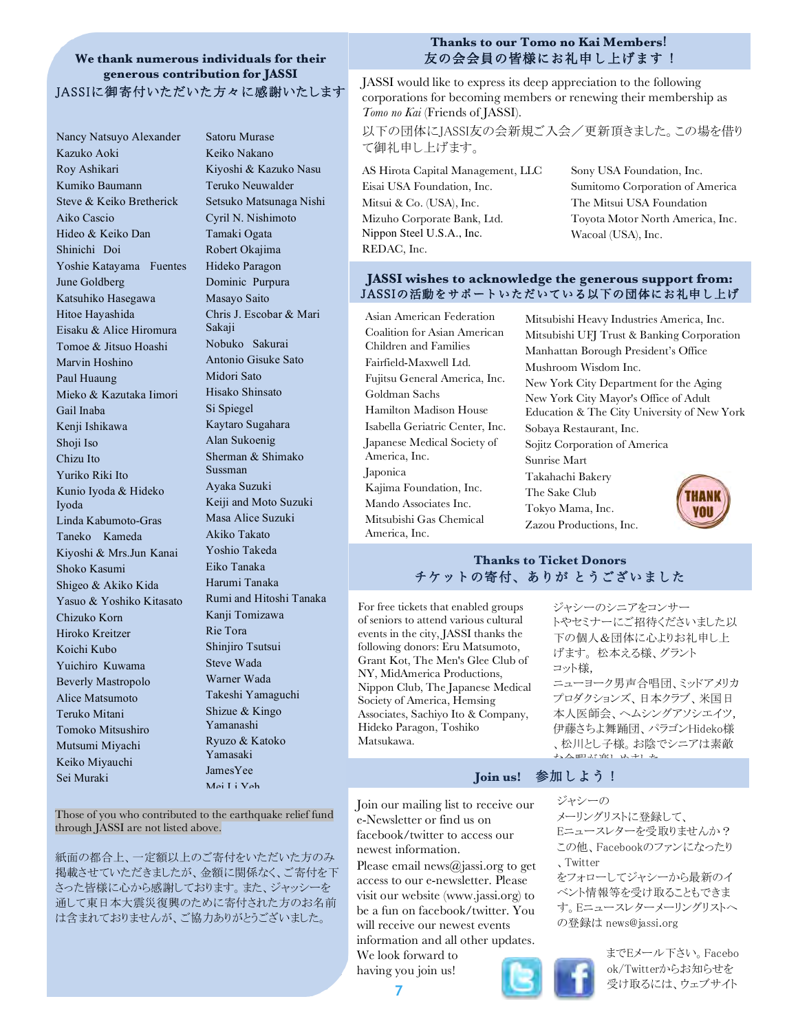## We thank numerous individuals for their generous contribution for JASSI
## JASSIに御寄付いただいた方々に感謝いたします

Nancy Natsuyo Alexander
Kazuko Aoki
Roy Ashikari
Kumiko Baumann
Steve & Keiko Bretherick
Aiko Cascio
Hideo & Keiko Dan
Shinichi Doi
Yoshie Katayama Fuentes
June Goldberg
Katsuhiko Hasegawa
Hitoe Hayashida
Eisaku & Alice Hiromura
Tomoe & Jitsuo Hoashi
Marvin Hoshino
Paul Huaung
Mieko & Kazutaka Iimori
Gail Inaba
Kenji Ishikawa
Shoji Iso
Chizu Ito
Yuriko Riki Ito
Kunio Iyoda & Hideko Iyoda
Linda Kabumoto-Gras
Taneko Kameda
Kiyoshi & Mrs.Jun Kanai
Shoko Kasumi
Shigeo & Akiko Kida
Yasuo & Yoshiko Kitasato
Chizuko Korn
Hiroko Kreitzer
Koichi Kubo
Yuichiro Kuwama
Beverly Mastropolo
Alice Matsumoto
Teruko Mitani
Tomoko Mitsushiro
Mutsumi Miyachi
Keiko Miyauchi
Sei Muraki
Satoru Murase
Keiko Nakano
Kiyoshi & Kazuko Nasu
Teruko Neuwalder
Setsuko Matsunaga Nishi
Cyril N. Nishimoto
Tamaki Ogata
Robert Okajima
Hideko Paragon
Dominic Purpura
Masayo Saito
Chris J. Escobar & Mari Sakaji
Nobuko Sakurai
Antonio Gisuke Sato
Midori Sato
Hisako Shinsato
Si Spiegel
Kaytaro Sugahara
Alan Sukoenig
Sherman & Shimako Sussman
Ayaka Suzuki
Keiji and Moto Suzuki
Masa Alice Suzuki
Akiko Takato
Yoshio Takeda
Eiko Tanaka
Harumi Tanaka
Rumi and Hitoshi Tanaka
Kanji Tomizawa
Rie Tora
Shinjiro Tsutsui
Steve Wada
Warner Wada
Takeshi Yamaguchi
Shizue & Kingo Yamanashi
Ryuzo & Katoko Yamasaki
JamesYee
Mei Li Yeh

Those of you who contributed to the earthquake relief fund through JASSI are not listed above.

紙面の都合上、一定額以上のご寄付をいただいた方のみ掲載させていただきましたが、金額に関係なく、ご寄付を下さった皆様に心から感謝しております。また、ジャッシーを通して東日本大震災復興のために寄付された方のお名前は含まれておりませんが、ご協力ありがとうございました。

## Thanks to our Tomo no Kai Members!
## 友の会会員の皆様にお礼申し上げます！

JASSI would like to express its deep appreciation to the following corporations for becoming members or renewing their membership as *Tomo no Kai* (Friends of JASSI).

以下の団体にJASSI友の会新規ご入会／更新頂きました。この場を借りて御礼申し上げます。

AS Hirota Capital Management, LLC
Eisai USA Foundation, Inc.
Mitsui & Co. (USA), Inc.
Mizuho Corporate Bank, Ltd.
Nippon Steel U.S.A., Inc.
REDAC, Inc.
Sony USA Foundation, Inc.
Sumitomo Corporation of America
The Mitsui USA Foundation
Toyota Motor North America, Inc.
Wacoal (USA), Inc.

## JASSI wishes to acknowledge the generous support from:
## JASSIの活動をサポートいただいている以下の団体にお礼申し上げ

Asian American Federation
Coalition for Asian American Children and Families
Fairfield-Maxwell Ltd.
Fujitsu General America, Inc.
Goldman Sachs
Hamilton Madison House
Isabella Geriatric Center, Inc.
Japanese Medical Society of America, Inc.
Japonica
Kajima Foundation, Inc.
Mando Associates Inc.
Mitsubishi Gas Chemical America, Inc.
Mitsubishi Heavy Industries America, Inc.
Mitsubishi UFJ Trust & Banking Corporation
Manhattan Borough President's Office
Mushroom Wisdom Inc.
New York City Department for the Aging
New York City Mayor's Office of Adult Education & The City University of New York
Sobaya Restaurant, Inc.
Sojitz Corporation of America
Sunrise Mart
Takahachi Bakery
The Sake Club
Tokyo Mama, Inc.
Zazou Productions, Inc.

## Thanks to Ticket Donors
## チケットの寄付、ありがとうございました

For free tickets that enabled groups of seniors to attend various cultural events in the city, JASSI thanks the following donors: Eru Matsumoto, Grant Kot, The Men's Glee Club of NY, MidAmerica Productions, Nippon Club, The Japanese Medical Society of America, Hemsing Associates, Sachiyo Ito & Company, Hideko Paragon, Toshiko Matsukawa.

ジャシーのシニアをコンサートやセミナーにご招待くださいました以下の個人＆団体に心よりお礼申し上げます。松本える様、グラントコット様,
ニューヨーク男声合唱団、ミッドアメリカプロダクションズ、日本クラブ、米国日本人医師会、ヘムシングアソシエイツ,伊藤さちよ舞踊団、パラゴンHideko様、松川とし子様。お陰でシニアは素敵な余暇が楽しめました。

## Join us! 参加しよう！

Join our mailing list to receive our e-Newsletter or find us on facebook/twitter to access our newest information.
Please email news@jassi.org to get access to our e-newsletter. Please visit our website (www.jassi.org) to be a fun on facebook/twitter. You will receive our newest events information and all other updates. We look forward to having you join us!

ジャシーのメーリングリストに登録して、Eニュースレターを受取りませんか？この他、Facebookのファンになったり、Twitterをフォローしてジャシーから最新のイベント情報等を受け取ることもできます。Eニュースレターメーリングリストへの登録は news@jassi.org までEメール下さい。Facebook/Twitterからお知らせを受け取るには、ウェブサイト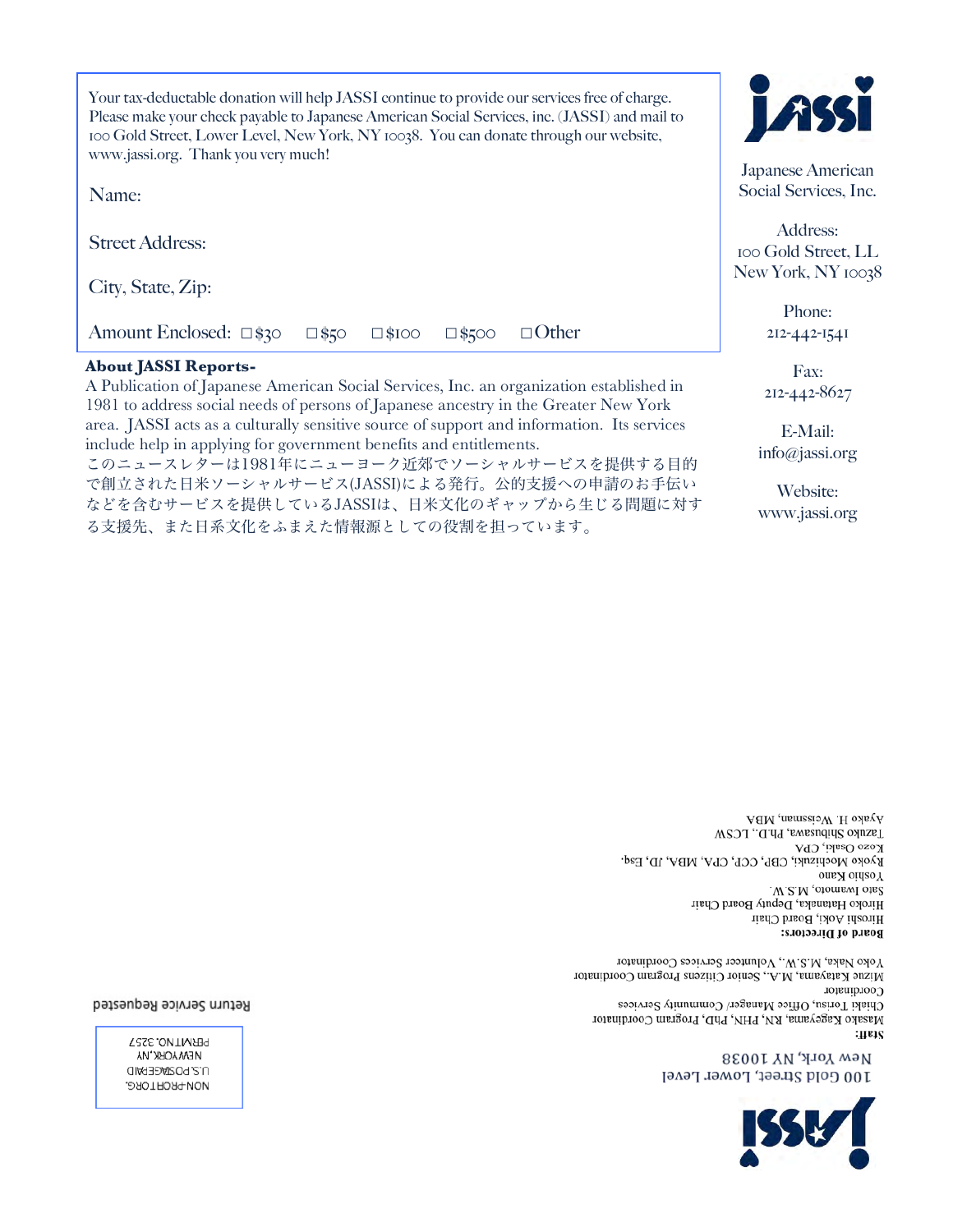Your tax-deductable donation will help JASSI continue to provide our services free of charge. Please make your check payable to Japanese American Social Services, inc. (JASSI) and mail to 100 Gold Street, Lower Level, New York, NY 10038. You can donate through our website, www.jassi.org. Thank you very much!

Name:

Street Address:

City, State, Zip:

Amount Enclosed: □$30 □$50 □$100 □$500 □Other

**About JASSI Reports-**
A Publication of Japanese American Social Services, Inc. an organization established in 1981 to address social needs of persons of Japanese ancestry in the Greater New York area. JASSI acts as a culturally sensitive source of support and information. Its services include help in applying for government benefits and entitlements.
このニュースレターは1981年にニューヨーク近郊でソーシャルサービスを提供する目的で創立された日米ソーシャルサービス(JASSI)による発行。公的支援への申請のお手伝いなどを含むサービスを提供しているJASSIは、日米文化のギャップから生じる問題に対する支援先、また日系文化をふまえた情報源としての役割を担っています。

JASSI

Japanese American Social Services, Inc.

Address:
100 Gold Street, LL
New York, NY 10038

Phone:
212-442-1541

Fax:
212-442-8627

E-Mail:
info@jassi.org

Website:
www.jassi.org

JASSI

100 Gold Street, Lower Level
New York, NY 10038

**Staff:**
Masako Kageyama, RN, PHN, PhD, Program Coordinator
Chiaki Torisu, Office Manager/ Community Services Coordinator
Mizue Katayama, M.A., Senior Citizens Program Coordinator
Yoko Naka, M.S.W., Volunteer Services Coordinator

**Board of Directors:**
Hiroshi Aoki, Board Chair
Hiroko Hatanaka, Deputy Board Chair
Sato Iwamoto, M.S.W.
Yoshio Kano
Ryoko Mochizuki, CBP, CCP, CPA, MBA, JD, Esq.
Kozo Osaki, CPA
Tazuko Shibusawa, Ph.D., LCSW
Ayako H. Weissman, MBA

NON-PROFIT ORG.
U.S. POSTAGE PAID
NEW YORK, NY
PERMIT NO. 3257

Return Service Requested